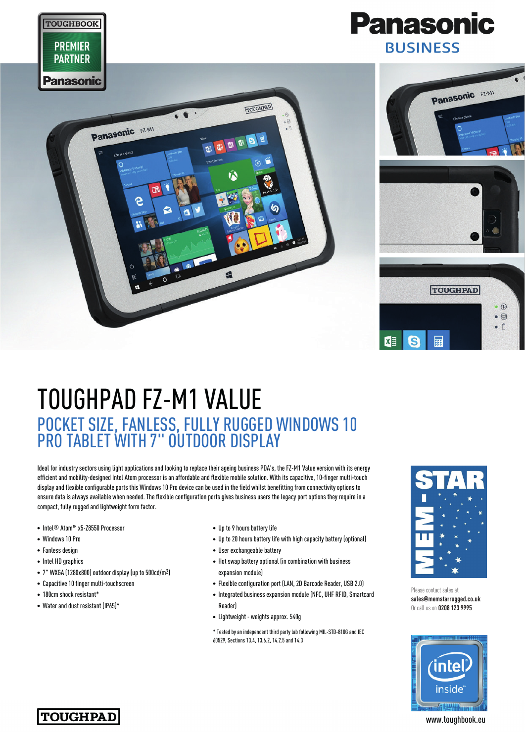# TOUGHPAD FZ-M1 VALUE

## POCKET SIZE, FANLESS, FULLY RUGGED WINDOWS 10 PRO TABLET WITH 7" OUTDOOR DISPLAY

Ideal for industry sectors using light applications and looking to replace their ageing business PDA's, the FZ-M1 Value version with its energy efficient and mobility-designed Intel Atom processor is an affordable and flexible mobile solution. With its capacitive, 10-finger multi-touch display and flexible configurable ports this Windows 10 Pro device can be used in the field whilst benefitting from connectivity options to ensure data is always available when needed. The flexible configuration ports gives business users the legacy port options they require in a compact, fully rugged and lightweight form factor.

- Intel® Atom™ x5-Z8550 Processor
- Windows 10 Pro
- Fanless design
- Intel HD graphics
- 7" WXGA (1280x800) outdoor display (up to 500cd/m²)
- Capacitive 10 finger multi-touchscreen
- 180cm shock resistant*
- Water and dust resistant (IP65)*
- Up to 9 hours battery life
- Up to 20 hours battery life with high capacity battery (optional)
- User exchangeable battery
- Hot swap battery optional (in combination with business expansion module)
- Flexible configuration port (LAN, 2D Barcode Reader, USB 2.0)
- Integrated business expansion module (NFC, UHF RFID, Smartcard Reader)
- Lightweight - weights approx. 540g

\* Tested by an independent third party lab following MIL-STD-810G and IEC 60529, Sections 13.4, 13.6.2, 14.2.5 and 14.3

Please contact sales at
**sales@memstarrugged.co.uk**
Or call us on **0208 123 9995**

www.toughbook.eu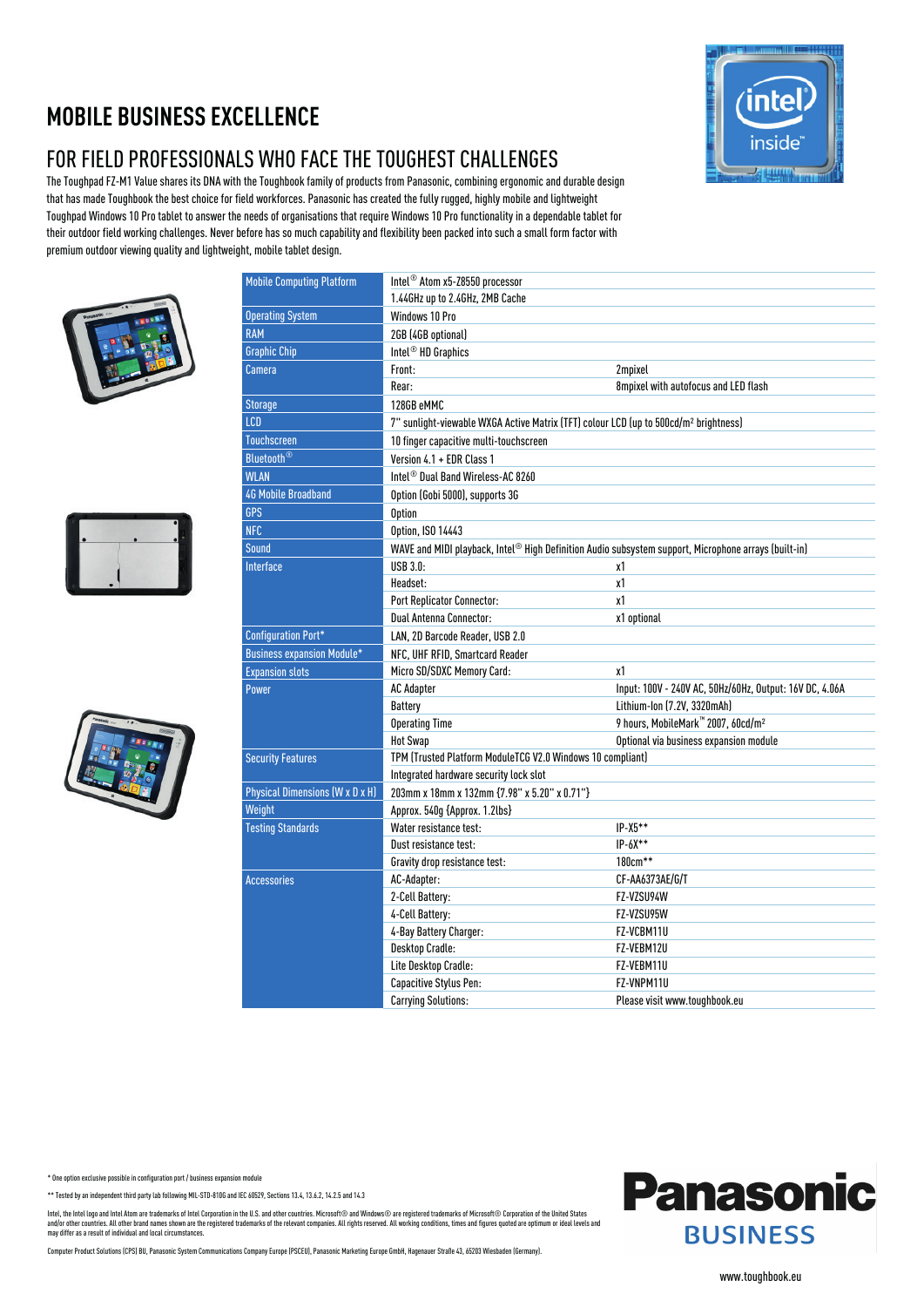# MOBILE BUSINESS EXCELLENCE

## FOR FIELD PROFESSIONALS WHO FACE THE TOUGHEST CHALLENGES

The Toughpad FZ-M1 Value shares its DNA with the Toughbook family of products from Panasonic, combining ergonomic and durable design that has made Toughbook the best choice for field workforces. Panasonic has created the fully rugged, highly mobile and lightweight Toughpad Windows 10 Pro tablet to answer the needs of organisations that require Windows 10 Pro functionality in a dependable tablet for their outdoor field working challenges. Never before has so much capability and flexibility been packed into such a small form factor with premium outdoor viewing quality and lightweight, mobile tablet design.

| | | |
|---|---|---|
| Mobile Computing Platform | Intel® Atom x5-Z8550 processor | |
| | 1.44GHz up to 2.4GHz, 2MB Cache | |
| Operating System | Windows 10 Pro | |
| RAM | 2GB (4GB optional) | |
| Graphic Chip | Intel® HD Graphics | |
| Camera | Front: | 2mpixel |
| | Rear: | 8mpixel with autofocus and LED flash |
| Storage | 128GB eMMC | |
| LCD | 7" sunlight-viewable WXGA Active Matrix (TFT) colour LCD (up to 500cd/m² brightness) | |
| Touchscreen | 10 finger capacitive multi-touchscreen | |
| Bluetooth® | Version 4.1 + EDR Class 1 | |
| WLAN | Intel® Dual Band Wireless-AC 8260 | |
| 4G Mobile Broadband | Option (Gobi 5000), supports 3G | |
| GPS | Option | |
| NFC | Option, ISO 14443 | |
| Sound | WAVE and MIDI playback, Intel® High Definition Audio subsystem support, Microphone arrays (built-in) | |
| Interface | USB 3.0: | x1 |
| | Headset: | x1 |
| | Port Replicator Connector: | x1 |
| | Dual Antenna Connector: | x1 optional |
| Configuration Port* | LAN, 2D Barcode Reader, USB 2.0 | |
| Business expansion Module* | NFC, UHF RFID, Smartcard Reader | |
| Expansion slots | Micro SD/SDXC Memory Card: | x1 |
| Power | AC Adapter | Input: 100V - 240V AC, 50Hz/60Hz, Output: 16V DC, 4.06A |
| | Battery | Lithium-Ion (7.2V, 3320mAh) |
| | Operating Time | 9 hours, MobileMark™ 2007, 60cd/m² |
| | Hot Swap | Optional via business expansion module |
| Security Features | TPM (Trusted Platform ModuleTCG V2.0 Windows 10 compliant) | |
| | Integrated hardware security lock slot | |
| Physical Dimensions (W x D x H) | 203mm x 18mm x 132mm (7.98" x 5.20" x 0.71") | |
| Weight | Approx. 540g (Approx. 1.2lbs) | |
| Testing Standards | Water resistance test: | IP-X5** |
| | Dust resistance test: | IP-6X** |
| | Gravity drop resistance test: | 180cm** |
| Accessories | AC-Adapter: | CF-AA6373AE/G/T |
| | 2-Cell Battery: | FZ-VZSU94W |
| | 4-Cell Battery: | FZ-VZSU95W |
| | 4-Bay Battery Charger: | FZ-VCBM11U |
| | Desktop Cradle: | FZ-VEBM12U |
| | Lite Desktop Cradle: | FZ-VEBM11U |
| | Capacitive Stylus Pen: | FZ-VNPM11U |
| | Carrying Solutions: | Please visit www.toughbook.eu |

* One option exclusive possible in configuration port / business expansion module

** Tested by an independent third party lab following MIL-STD-810G and IEC 60529, Sections 13.4, 13.6.2, 14.2.5 and 14.3

Intel, the Intel logo and Intel Atom are trademarks of Intel Corporation in the U.S. and other countries. Microsoft® and Windows® are registered trademarks of Microsoft® Corporation of the United States and/or other countries. All other brand names shown are the registered trademarks of the relevant companies. All rights reserved. All working conditions, times and figures quoted are optimum or ideal levels and may differ as a result of individual and local circumstances.

Computer Product Solutions (CPS) BU, Panasonic System Communications Company Europe (PSCEU), Panasonic Marketing Europe GmbH, Hagenauer Straße 43, 65203 Wiesbaden (Germany).

Panasonic BUSINESS

www.toughbook.eu